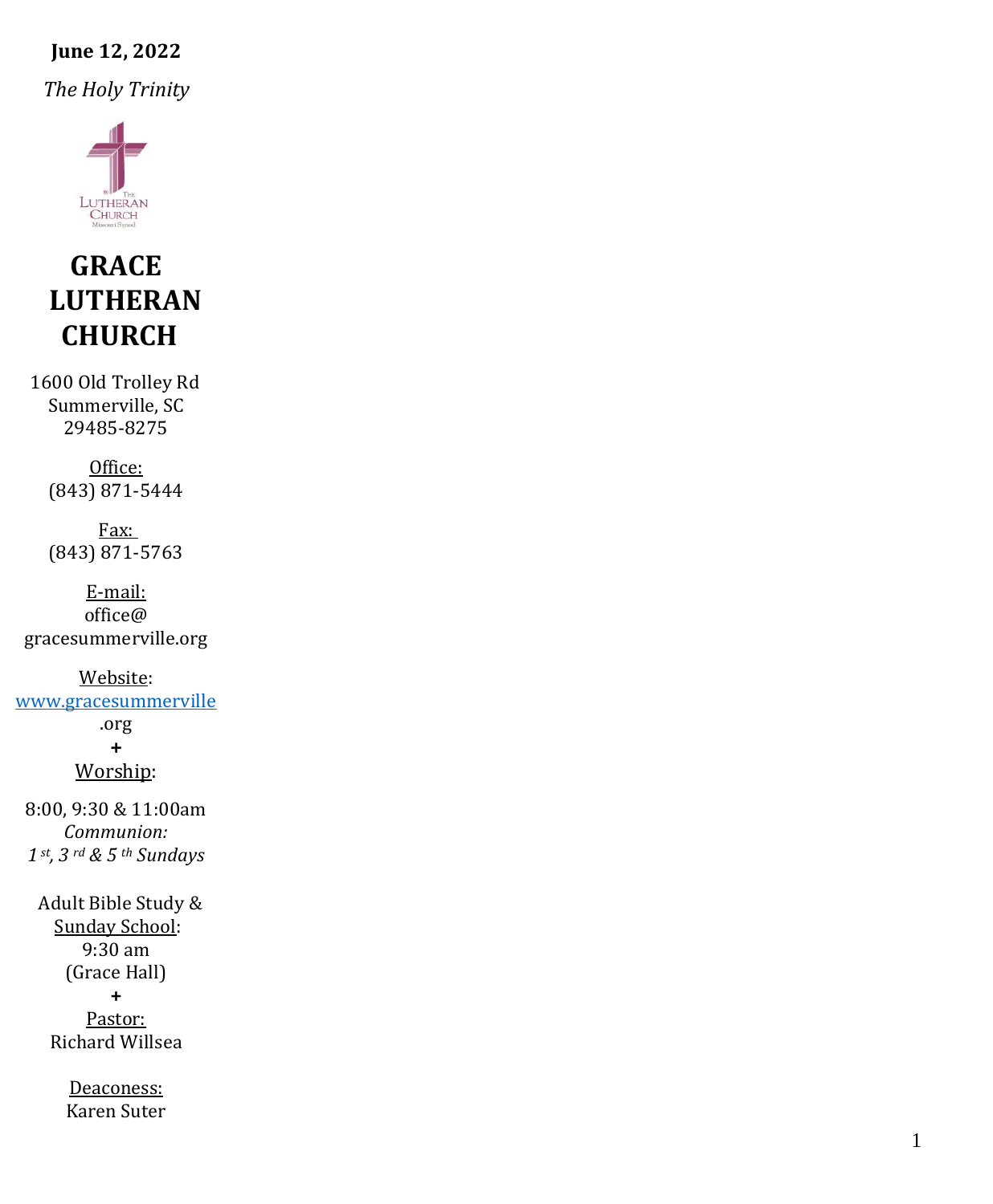**June 12, 2022**

*The Holy Trinity*

# GRACE LUTHERAN CHURCH

1600 Old Trolley Rd
Summerville, SC
29485-8275

Office:
(843) 871-5444

Fax:
(843) 871-5763

E-mail:
office@
gracesummerville.org

Website:
www.gracesummerville.org

**+**

Worship:

8:00, 9:30 & 11:00am
*Communion:*
*1st, 3rd & 5th Sundays*

Adult Bible Study &
Sunday School:
9:30 am
(Grace Hall)

**+**

Pastor:
Richard Willsea

Deaconess:
Karen Suter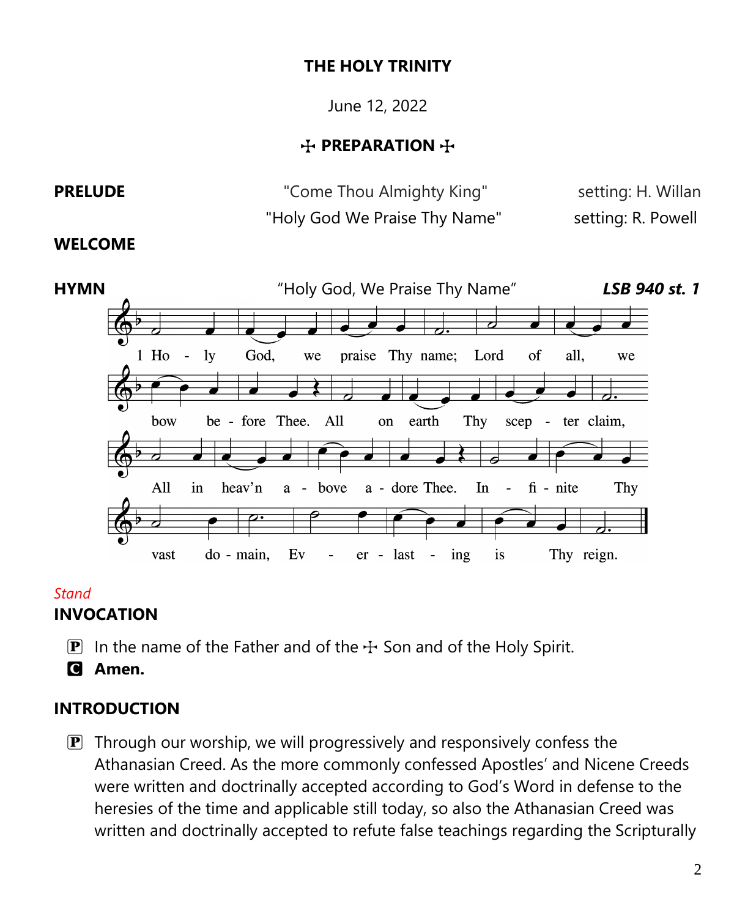**THE HOLY TRINITY**

June 12, 2022

**☩ PREPARATION ☩**

**PRELUDE** "Come Thou Almighty King" setting: H. Willan
"Holy God We Praise Thy Name" setting: R. Powell

**WELCOME**

**HYMN** "Holy God, We Praise Thy Name" ***LSB 940 st. 1***

1 Holy God, we praise Thy name; Lord of all, we bow before Thee. All on earth Thy scepter claim, All in heav'n above adore Thee. Infinite Thy vast domain, Everlasting is Thy reign.

*Stand*

**INVOCATION**

Ⓟ In the name of the Father and of the ☩ Son and of the Holy Spirit.
Ⓒ **Amen.**

**INTRODUCTION**

Ⓟ Through our worship, we will progressively and responsively confess the Athanasian Creed. As the more commonly confessed Apostles' and Nicene Creeds were written and doctrinally accepted according to God's Word in defense to the heresies of the time and applicable still today, so also the Athanasian Creed was written and doctrinally accepted to refute false teachings regarding the Scripturally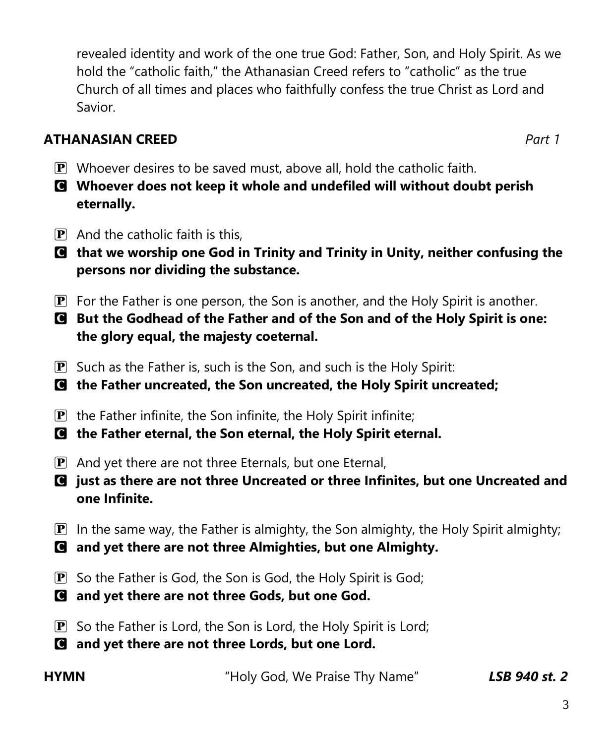revealed identity and work of the one true God: Father, Son, and Holy Spirit. As we hold the "catholic faith," the Athanasian Creed refers to "catholic" as the true Church of all times and places who faithfully confess the true Christ as Lord and Savior.

## ATHANASIAN CREED *Part 1*

P Whoever desires to be saved must, above all, hold the catholic faith.

**C Whoever does not keep it whole and undefiled will without doubt perish eternally.**

P And the catholic faith is this,

**C that we worship one God in Trinity and Trinity in Unity, neither confusing the persons nor dividing the substance.**

P For the Father is one person, the Son is another, and the Holy Spirit is another.

**C But the Godhead of the Father and of the Son and of the Holy Spirit is one: the glory equal, the majesty coeternal.**

P Such as the Father is, such is the Son, and such is the Holy Spirit:

**C the Father uncreated, the Son uncreated, the Holy Spirit uncreated;**

P the Father infinite, the Son infinite, the Holy Spirit infinite;

**C the Father eternal, the Son eternal, the Holy Spirit eternal.**

P And yet there are not three Eternals, but one Eternal,

**C just as there are not three Uncreated or three Infinites, but one Uncreated and one Infinite.**

P In the same way, the Father is almighty, the Son almighty, the Holy Spirit almighty;

**C and yet there are not three Almighties, but one Almighty.**

P So the Father is God, the Son is God, the Holy Spirit is God;

**C and yet there are not three Gods, but one God.**

P So the Father is Lord, the Son is Lord, the Holy Spirit is Lord;

**C and yet there are not three Lords, but one Lord.**

**HYMN** "Holy God, We Praise Thy Name" ***LSB 940 st. 2***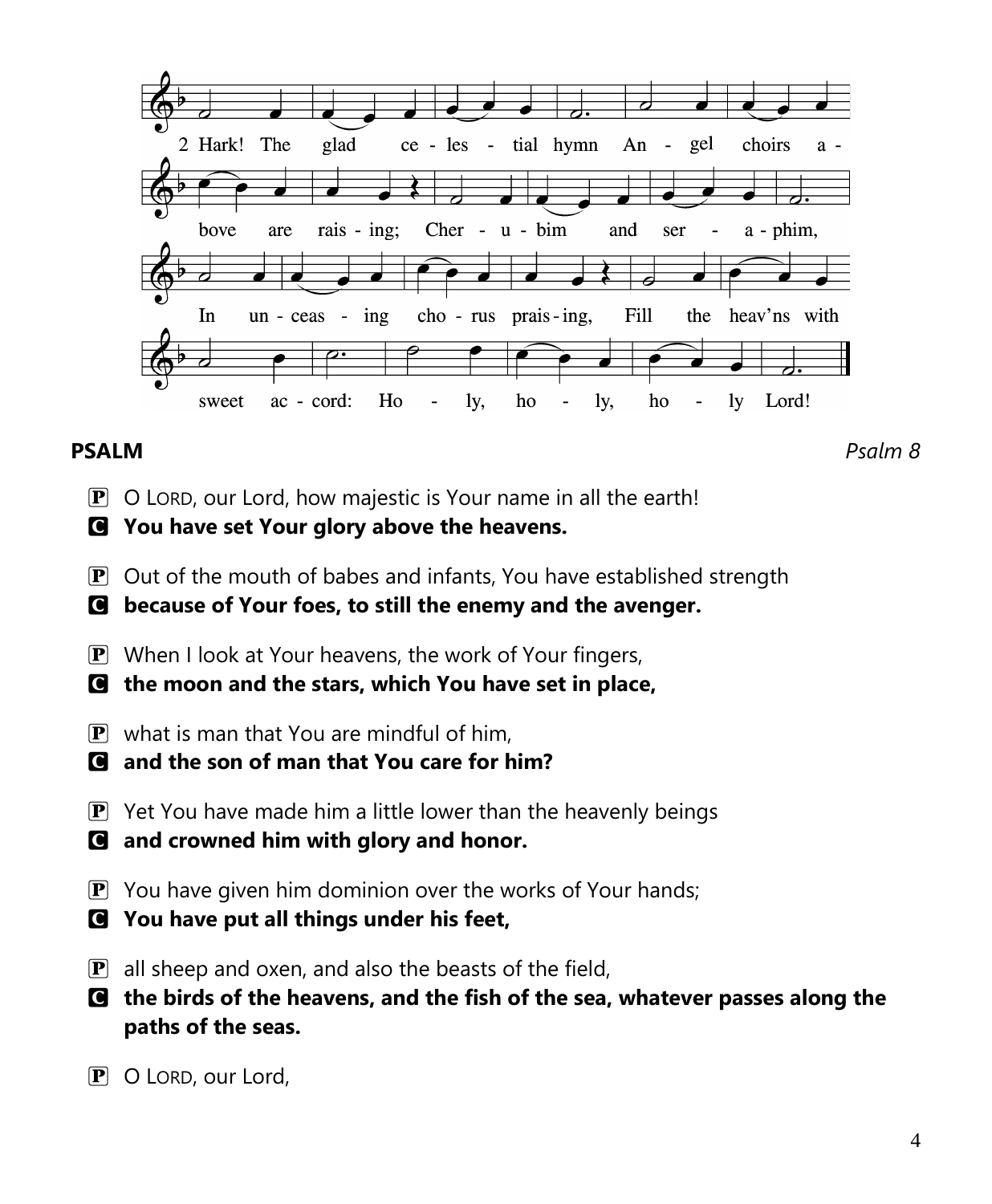2 Hark! The glad celestial hymn
Angel choirs above are raising;
Cherubim and seraphim,
In unceasing chorus praising,
Fill the heav'ns with sweet accord:
Holy, holy, holy Lord!

**PSALM** *Psalm 8*

P O LORD, our Lord, how majestic is Your name in all the earth!
**C You have set Your glory above the heavens.**

P Out of the mouth of babes and infants, You have established strength
**C because of Your foes, to still the enemy and the avenger.**

P When I look at Your heavens, the work of Your fingers,
**C the moon and the stars, which You have set in place,**

P what is man that You are mindful of him,
**C and the son of man that You care for him?**

P Yet You have made him a little lower than the heavenly beings
**C and crowned him with glory and honor.**

P You have given him dominion over the works of Your hands;
**C You have put all things under his feet,**

P all sheep and oxen, and also the beasts of the field,
**C the birds of the heavens, and the fish of the sea, whatever passes along the paths of the seas.**

P O LORD, our Lord,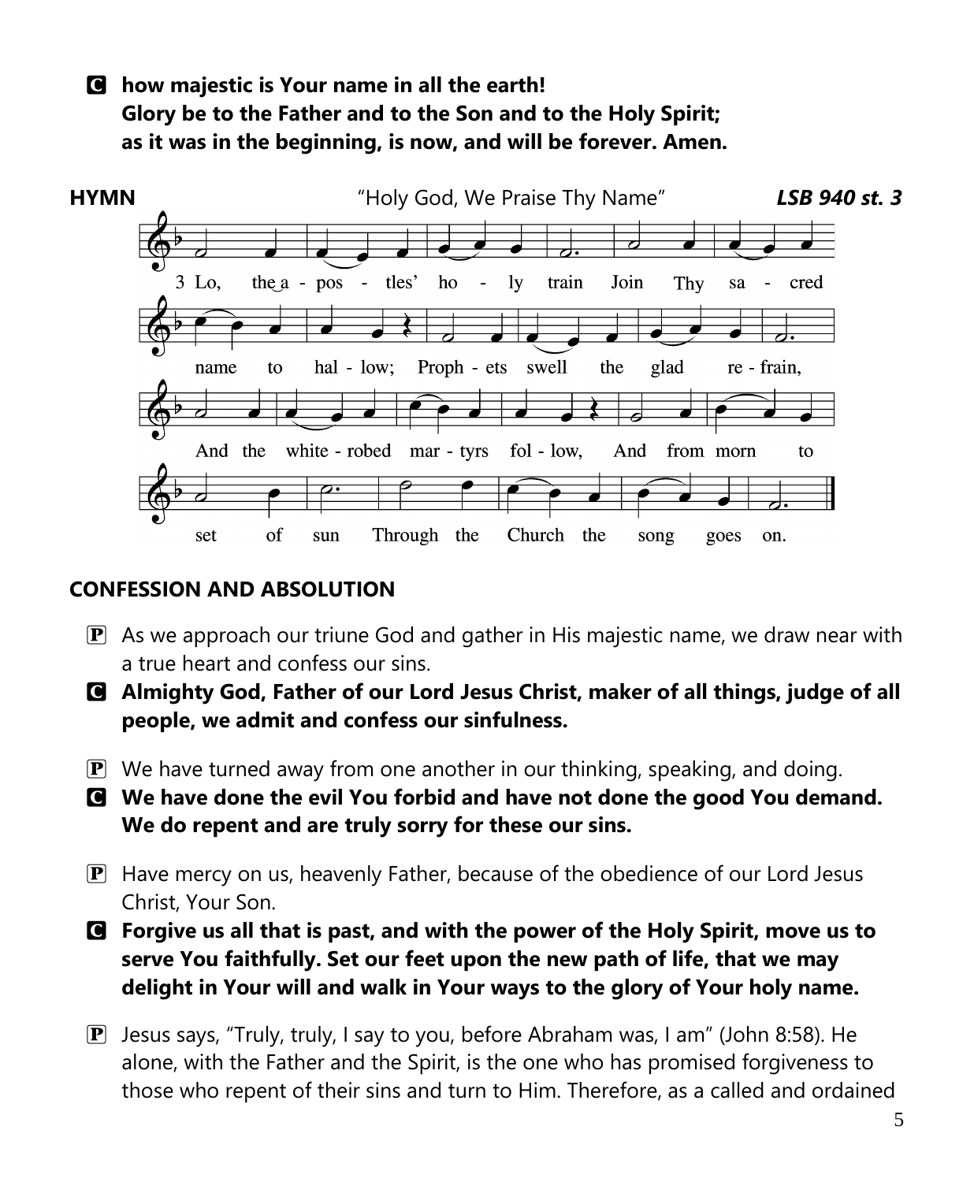**C** **how majestic is Your name in all the earth!**
**Glory be to the Father and to the Son and to the Holy Spirit;**
**as it was in the beginning, is now, and will be forever. Amen.**

**HYMN** "Holy God, We Praise Thy Name" ***LSB 940 st. 3***

3 Lo, the apostles' holy train
Join Thy sacred name to hallow;
Prophets swell the glad refrain,
And the white-robed martyrs follow,
And from morn to set of sun
Through the Church the song goes on.

## CONFESSION AND ABSOLUTION

**P** As we approach our triune God and gather in His majestic name, we draw near with a true heart and confess our sins.

**C** **Almighty God, Father of our Lord Jesus Christ, maker of all things, judge of all people, we admit and confess our sinfulness.**

**P** We have turned away from one another in our thinking, speaking, and doing.

**C** **We have done the evil You forbid and have not done the good You demand. We do repent and are truly sorry for these our sins.**

**P** Have mercy on us, heavenly Father, because of the obedience of our Lord Jesus Christ, Your Son.

**C** **Forgive us all that is past, and with the power of the Holy Spirit, move us to serve You faithfully. Set our feet upon the new path of life, that we may delight in Your will and walk in Your ways to the glory of Your holy name.**

**P** Jesus says, "Truly, truly, I say to you, before Abraham was, I am" (John 8:58). He alone, with the Father and the Spirit, is the one who has promised forgiveness to those who repent of their sins and turn to Him. Therefore, as a called and ordained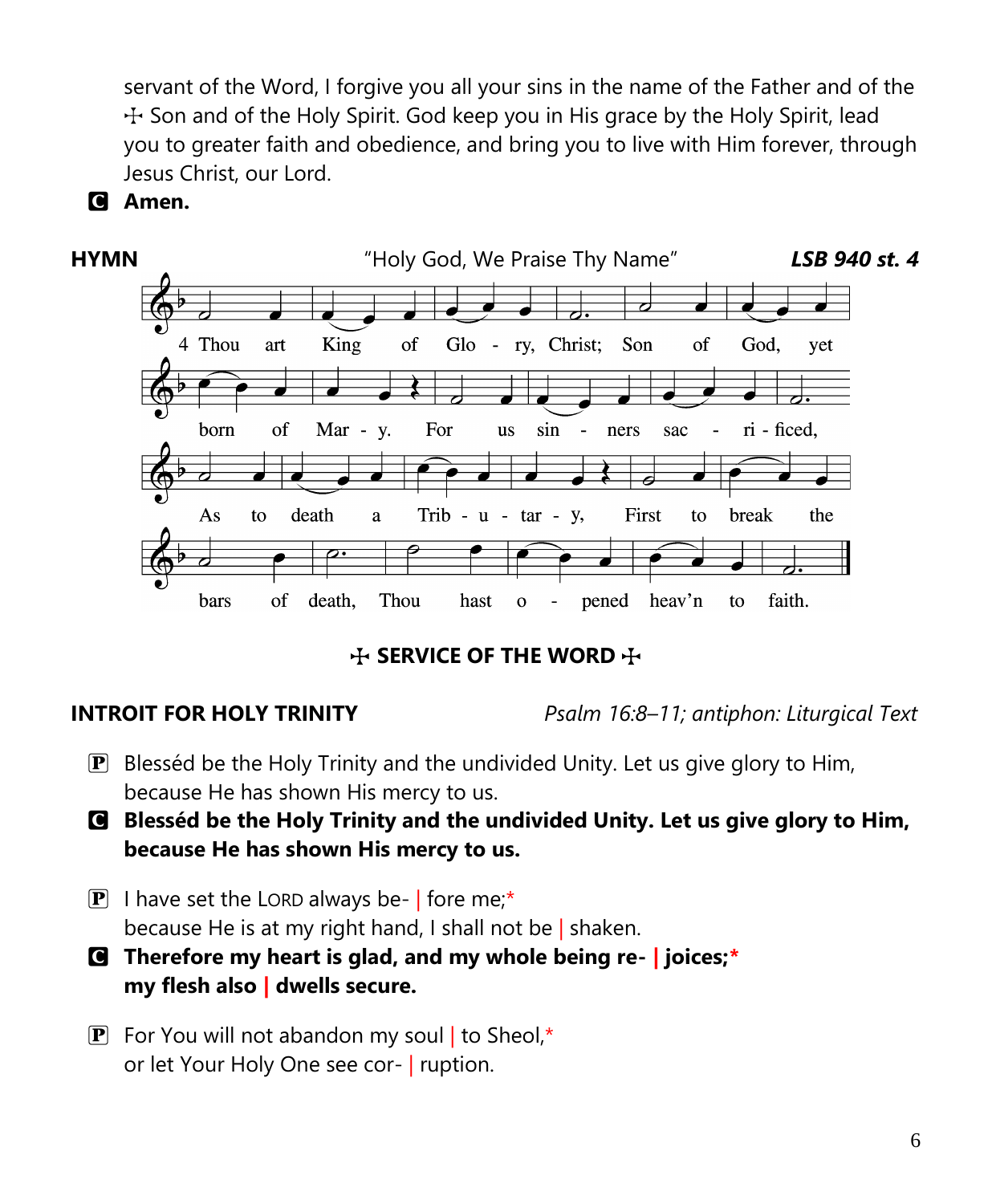servant of the Word, I forgive you all your sins in the name of the Father and of the ☩ Son and of the Holy Spirit. God keep you in His grace by the Holy Spirit, lead you to greater faith and obedience, and bring you to live with Him forever, through Jesus Christ, our Lord.

**C** **Amen.**

**HYMN** "Holy God, We Praise Thy Name" ***LSB 940 st. 4***

4 Thou art King of Glo - ry, Christ; Son of God, yet born of Mar - y. For us sin - ners sac - ri - ficed, As to death a Trib - u - tar - y, First to break the bars of death, Thou hast o - pened heav'n to faith.

## ☩ SERVICE OF THE WORD ☩

**INTROIT FOR HOLY TRINITY** *Psalm 16:8–11; antiphon: Liturgical Text*

**P** Blesséd be the Holy Trinity and the undivided Unity. Let us give glory to Him, because He has shown His mercy to us.

**C** **Blesséd be the Holy Trinity and the undivided Unity. Let us give glory to Him, because He has shown His mercy to us.**

**P** I have set the LORD always be- | fore me;*
because He is at my right hand, I shall not be | shaken.

**C** **Therefore my heart is glad, and my whole being re- | joices;***
**my flesh also | dwells secure.**

**P** For You will not abandon my soul | to Sheol,*
or let Your Holy One see cor- | ruption.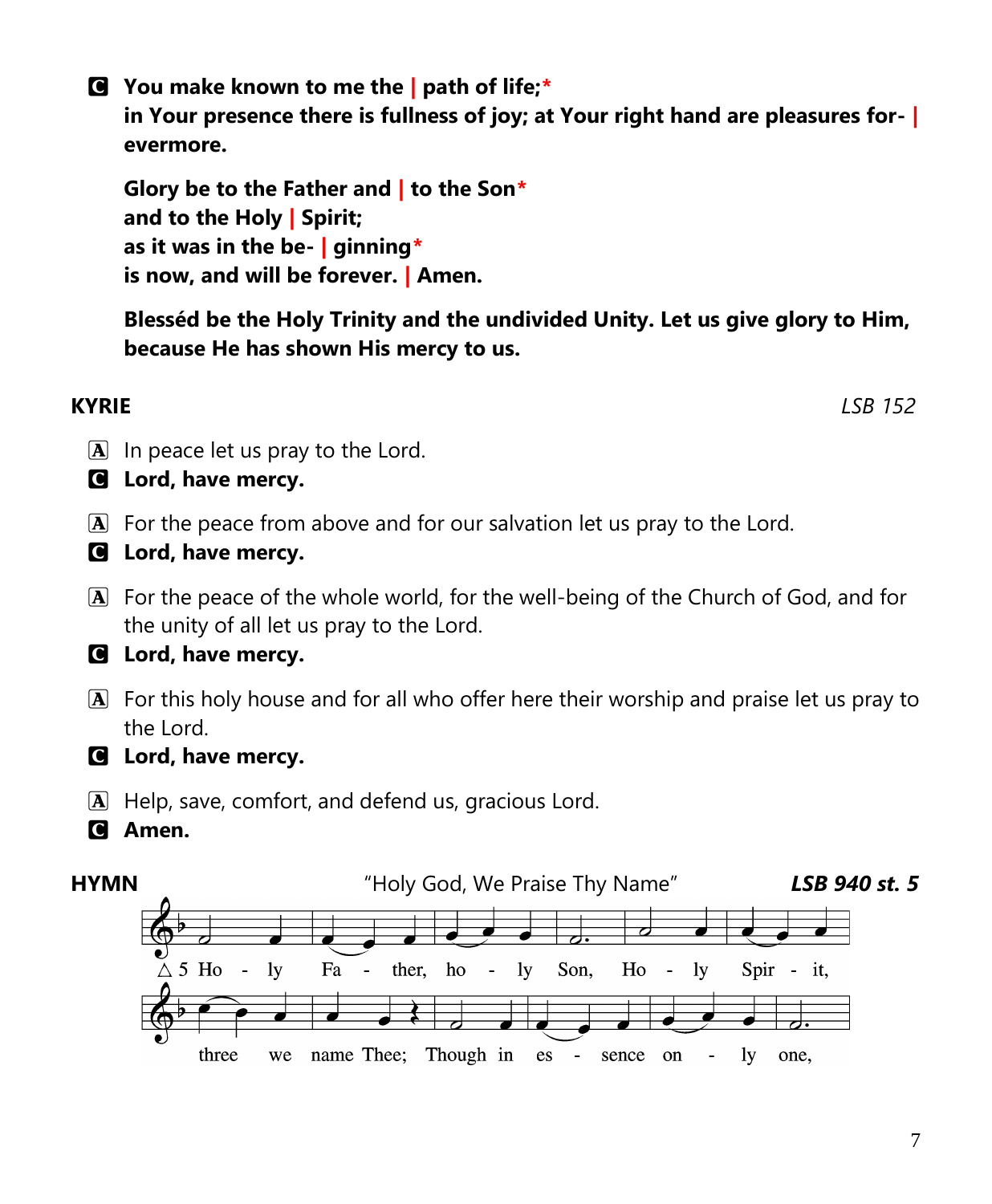**C** **You make known to me the | path of life;\***
**in Your presence there is fullness of joy; at Your right hand are pleasures for- | evermore.**

**Glory be to the Father and | to the Son\***
**and to the Holy | Spirit;**
**as it was in the be- | ginning\***
**is now, and will be forever. | Amen.**

**Blesséd be the Holy Trinity and the undivided Unity. Let us give glory to Him, because He has shown His mercy to us.**

## KYRIE *LSB 152*

**A** In peace let us pray to the Lord.
**C** **Lord, have mercy.**

**A** For the peace from above and for our salvation let us pray to the Lord.
**C** **Lord, have mercy.**

**A** For the peace of the whole world, for the well-being of the Church of God, and for the unity of all let us pray to the Lord.
**C** **Lord, have mercy.**

**A** For this holy house and for all who offer here their worship and praise let us pray to the Lord.
**C** **Lord, have mercy.**

**A** Help, save, comfort, and defend us, gracious Lord.
**C** **Amen.**

## HYMN "Holy God, We Praise Thy Name" ***LSB 940 st. 5***

△ 5 Ho - ly Fa - ther, ho - ly Son, Ho - ly Spir - it, three we name Thee; Though in es - sence on - ly one,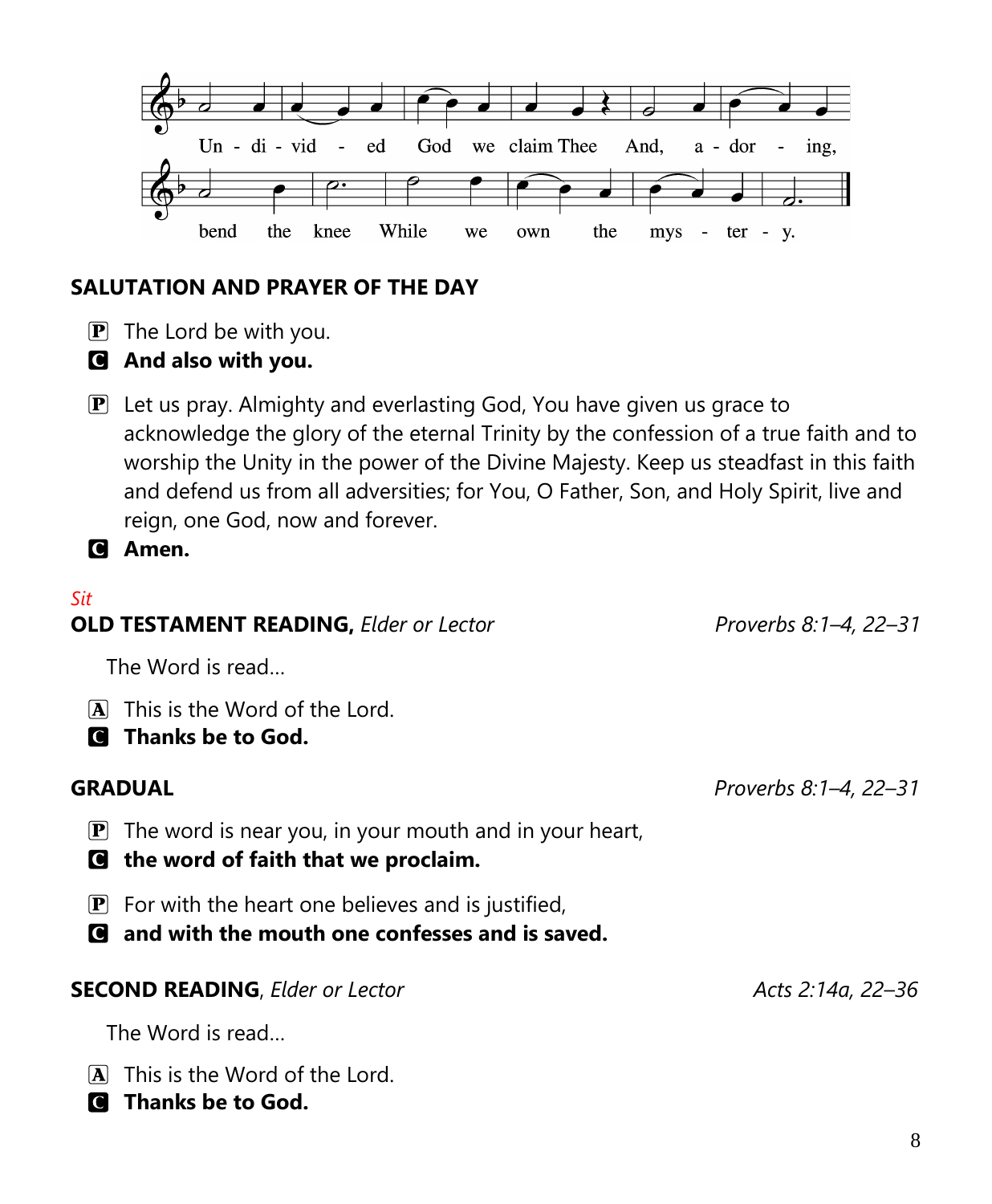Un - di - vid - ed God we claim Thee And, a - dor - ing, bend the knee While we own the mys - ter - y.

## SALUTATION AND PRAYER OF THE DAY

P The Lord be with you.
**C And also with you.**

P Let us pray. Almighty and everlasting God, You have given us grace to acknowledge the glory of the eternal Trinity by the confession of a true faith and to worship the Unity in the power of the Divine Majesty. Keep us steadfast in this faith and defend us from all adversities; for You, O Father, Son, and Holy Spirit, live and reign, one God, now and forever.
**C Amen.**

*Sit*

## OLD TESTAMENT READING, *Elder or Lector* — *Proverbs 8:1–4, 22–31*

The Word is read…

A This is the Word of the Lord.
**C Thanks be to God.**

## GRADUAL — *Proverbs 8:1–4, 22–31*

P The word is near you, in your mouth and in your heart,
**C the word of faith that we proclaim.**

P For with the heart one believes and is justified,
**C and with the mouth one confesses and is saved.**

## SECOND READING, *Elder or Lector* — *Acts 2:14a, 22–36*

The Word is read…

A This is the Word of the Lord.
**C Thanks be to God.**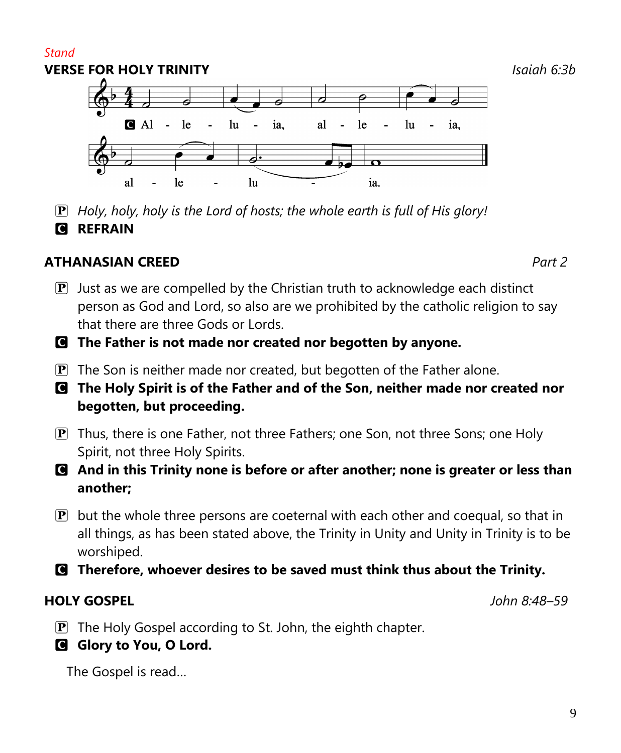*Stand*

**VERSE FOR HOLY TRINITY** *Isaiah 6:3b*

C Al - le - lu - ia, al - le - lu - ia, al - le - lu - ia.

P *Holy, holy, holy is the Lord of hosts; the whole earth is full of His glory!*

C **REFRAIN**

**ATHANASIAN CREED** *Part 2*

P Just as we are compelled by the Christian truth to acknowledge each distinct person as God and Lord, so also are we prohibited by the catholic religion to say that there are three Gods or Lords.

C **The Father is not made nor created nor begotten by anyone.**

P The Son is neither made nor created, but begotten of the Father alone.

C **The Holy Spirit is of the Father and of the Son, neither made nor created nor begotten, but proceeding.**

P Thus, there is one Father, not three Fathers; one Son, not three Sons; one Holy Spirit, not three Holy Spirits.

C **And in this Trinity none is before or after another; none is greater or less than another;**

P but the whole three persons are coeternal with each other and coequal, so that in all things, as has been stated above, the Trinity in Unity and Unity in Trinity is to be worshiped.

C **Therefore, whoever desires to be saved must think thus about the Trinity.**

**HOLY GOSPEL** *John 8:48–59*

P The Holy Gospel according to St. John, the eighth chapter.

C **Glory to You, O Lord.**

The Gospel is read…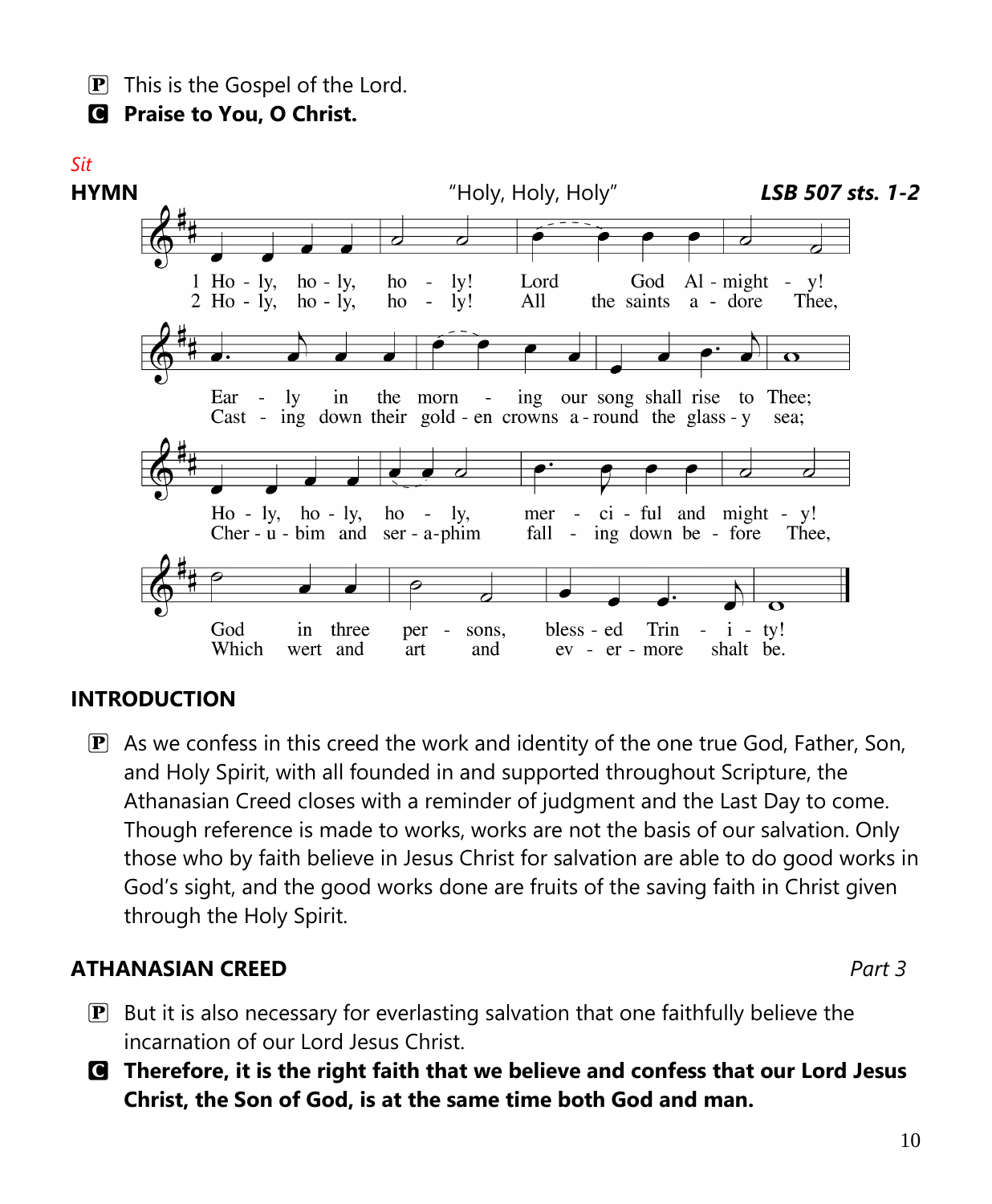P This is the Gospel of the Lord.

C **Praise to You, O Christ.**

*Sit*

**HYMN** "Holy, Holy, Holy" ***LSB 507 sts. 1-2***

1 Ho - ly, ho - ly, ho - ly! Lord God Al - might - y!
Ear - ly in the morn - ing our song shall rise to Thee;
Ho - ly, ho - ly, ho - ly, mer - ci - ful and might - y!
God in three per - sons, bless - ed Trin - i - ty!

2 Ho - ly, ho - ly, ho - ly! All the saints a - dore Thee,
Cast - ing down their gold - en crowns a - round the glass - y sea;
Cher - u - bim and ser - a - phim fall - ing down be - fore Thee,
Which wert and art and ev - er - more shalt be.

## INTRODUCTION

P As we confess in this creed the work and identity of the one true God, Father, Son, and Holy Spirit, with all founded in and supported throughout Scripture, the Athanasian Creed closes with a reminder of judgment and the Last Day to come. Though reference is made to works, works are not the basis of our salvation. Only those who by faith believe in Jesus Christ for salvation are able to do good works in God's sight, and the good works done are fruits of the saving faith in Christ given through the Holy Spirit.

## ATHANASIAN CREED *Part 3*

P But it is also necessary for everlasting salvation that one faithfully believe the incarnation of our Lord Jesus Christ.

C **Therefore, it is the right faith that we believe and confess that our Lord Jesus Christ, the Son of God, is at the same time both God and man.**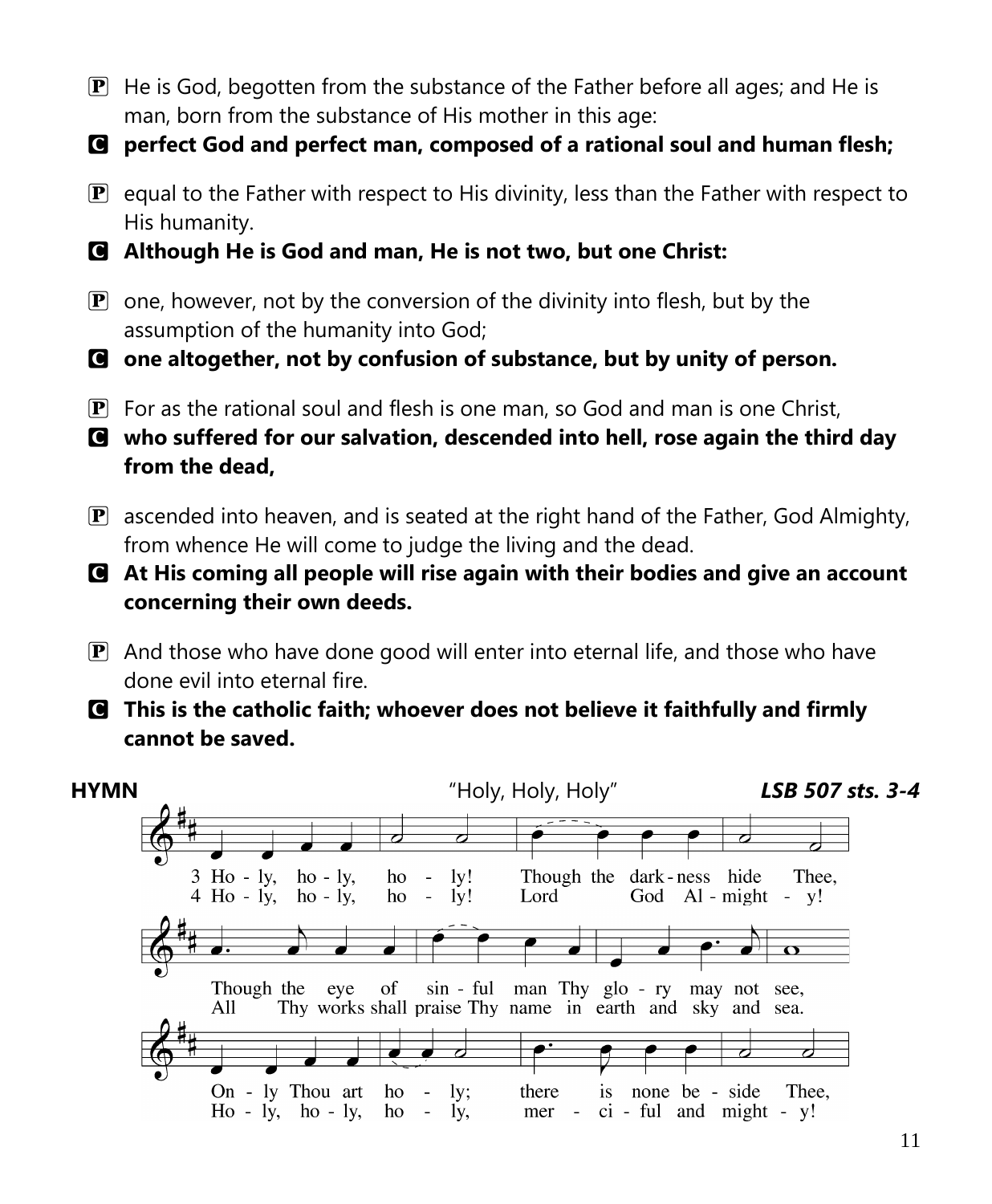P He is God, begotten from the substance of the Father before all ages; and He is man, born from the substance of His mother in this age:

**C perfect God and perfect man, composed of a rational soul and human flesh;**

P equal to the Father with respect to His divinity, less than the Father with respect to His humanity.

**C Although He is God and man, He is not two, but one Christ:**

P one, however, not by the conversion of the divinity into flesh, but by the assumption of the humanity into God;

**C one altogether, not by confusion of substance, but by unity of person.**

P For as the rational soul and flesh is one man, so God and man is one Christ,

**C who suffered for our salvation, descended into hell, rose again the third day from the dead,**

P ascended into heaven, and is seated at the right hand of the Father, God Almighty, from whence He will come to judge the living and the dead.

**C At His coming all people will rise again with their bodies and give an account concerning their own deeds.**

P And those who have done good will enter into eternal life, and those who have done evil into eternal fire.

**C This is the catholic faith; whoever does not believe it faithfully and firmly cannot be saved.**

**HYMN** "Holy, Holy, Holy" ***LSB 507 sts. 3-4***

3 Holy, holy, holy! Though the darkness hide Thee,
Though the eye of sinful man Thy glory may not see,
Only Thou art holy; there is none beside Thee,

4 Holy, holy, holy! Lord God Almighty!
All Thy works shall praise Thy name in earth and sky and sea.
Holy, holy, holy, merciful and mighty!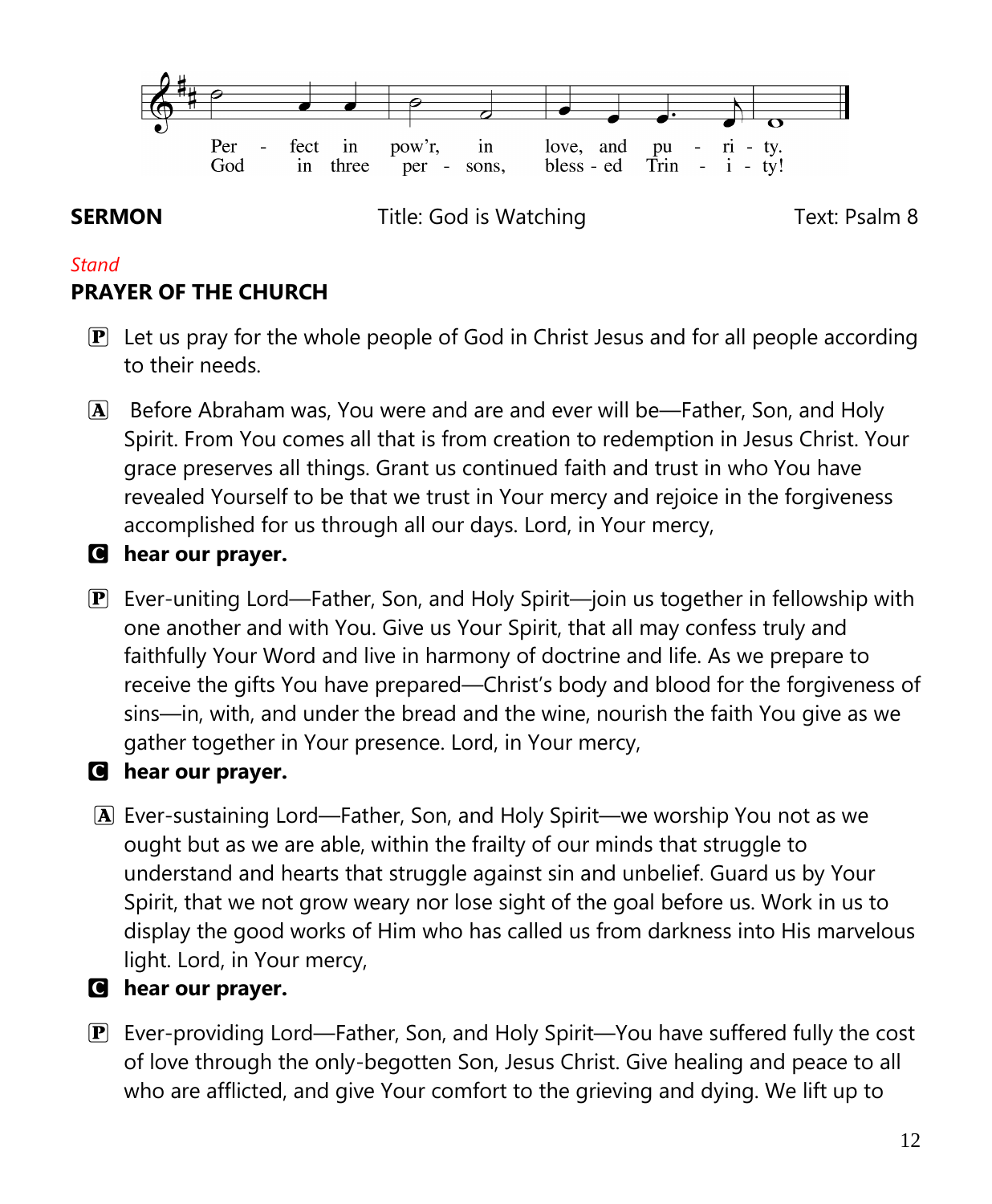Per - fect in pow'r, in love, and pu - ri - ty.
God in three per - sons, bless - ed Trin - i - ty!

**SERMON** Title: God is Watching Text: Psalm 8

*Stand*

**PRAYER OF THE CHURCH**

P Let us pray for the whole people of God in Christ Jesus and for all people according to their needs.

A Before Abraham was, You were and are and ever will be—Father, Son, and Holy Spirit. From You comes all that is from creation to redemption in Jesus Christ. Your grace preserves all things. Grant us continued faith and trust in who You have revealed Yourself to be that we trust in Your mercy and rejoice in the forgiveness accomplished for us through all our days. Lord, in Your mercy,

C **hear our prayer.**

P Ever-uniting Lord—Father, Son, and Holy Spirit—join us together in fellowship with one another and with You. Give us Your Spirit, that all may confess truly and faithfully Your Word and live in harmony of doctrine and life. As we prepare to receive the gifts You have prepared—Christ's body and blood for the forgiveness of sins—in, with, and under the bread and the wine, nourish the faith You give as we gather together in Your presence. Lord, in Your mercy,

C **hear our prayer.**

A Ever-sustaining Lord—Father, Son, and Holy Spirit—we worship You not as we ought but as we are able, within the frailty of our minds that struggle to understand and hearts that struggle against sin and unbelief. Guard us by Your Spirit, that we not grow weary nor lose sight of the goal before us. Work in us to display the good works of Him who has called us from darkness into His marvelous light. Lord, in Your mercy,

C **hear our prayer.**

P Ever-providing Lord—Father, Son, and Holy Spirit—You have suffered fully the cost of love through the only-begotten Son, Jesus Christ. Give healing and peace to all who are afflicted, and give Your comfort to the grieving and dying. We lift up to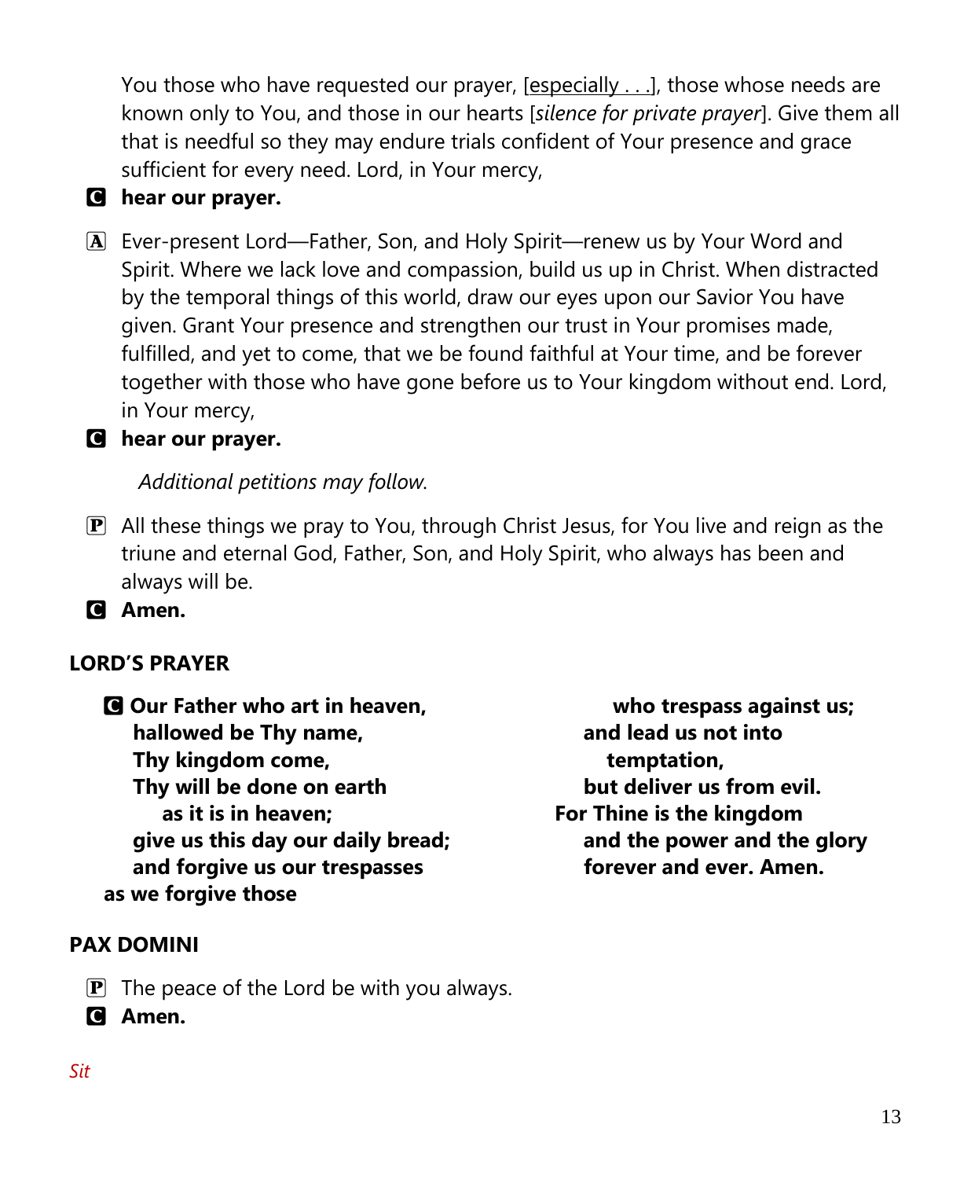You those who have requested our prayer, [especially . . .], those whose needs are known only to You, and those in our hearts [*silence for private prayer*]. Give them all that is needful so they may endure trials confident of Your presence and grace sufficient for every need. Lord, in Your mercy,

**C hear our prayer.**

A Ever-present Lord—Father, Son, and Holy Spirit—renew us by Your Word and Spirit. Where we lack love and compassion, build us up in Christ. When distracted by the temporal things of this world, draw our eyes upon our Savior You have given. Grant Your presence and strengthen our trust in Your promises made, fulfilled, and yet to come, that we be found faithful at Your time, and be forever together with those who have gone before us to Your kingdom without end. Lord, in Your mercy,

**C hear our prayer.**

*Additional petitions may follow.*

P All these things we pray to You, through Christ Jesus, for You live and reign as the triune and eternal God, Father, Son, and Holy Spirit, who always has been and always will be.

**C Amen.**

## LORD'S PRAYER

**C Our Father who art in heaven,**
**hallowed be Thy name,**
**Thy kingdom come,**
**Thy will be done on earth**
**as it is in heaven;**
**give us this day our daily bread;**
**and forgive us our trespasses**
**as we forgive those**
**who trespass against us;**
**and lead us not into**
**temptation,**
**but deliver us from evil.**
**For Thine is the kingdom**
**and the power and the glory**
**forever and ever. Amen.**

## PAX DOMINI

P The peace of the Lord be with you always.

**C Amen.**

*Sit*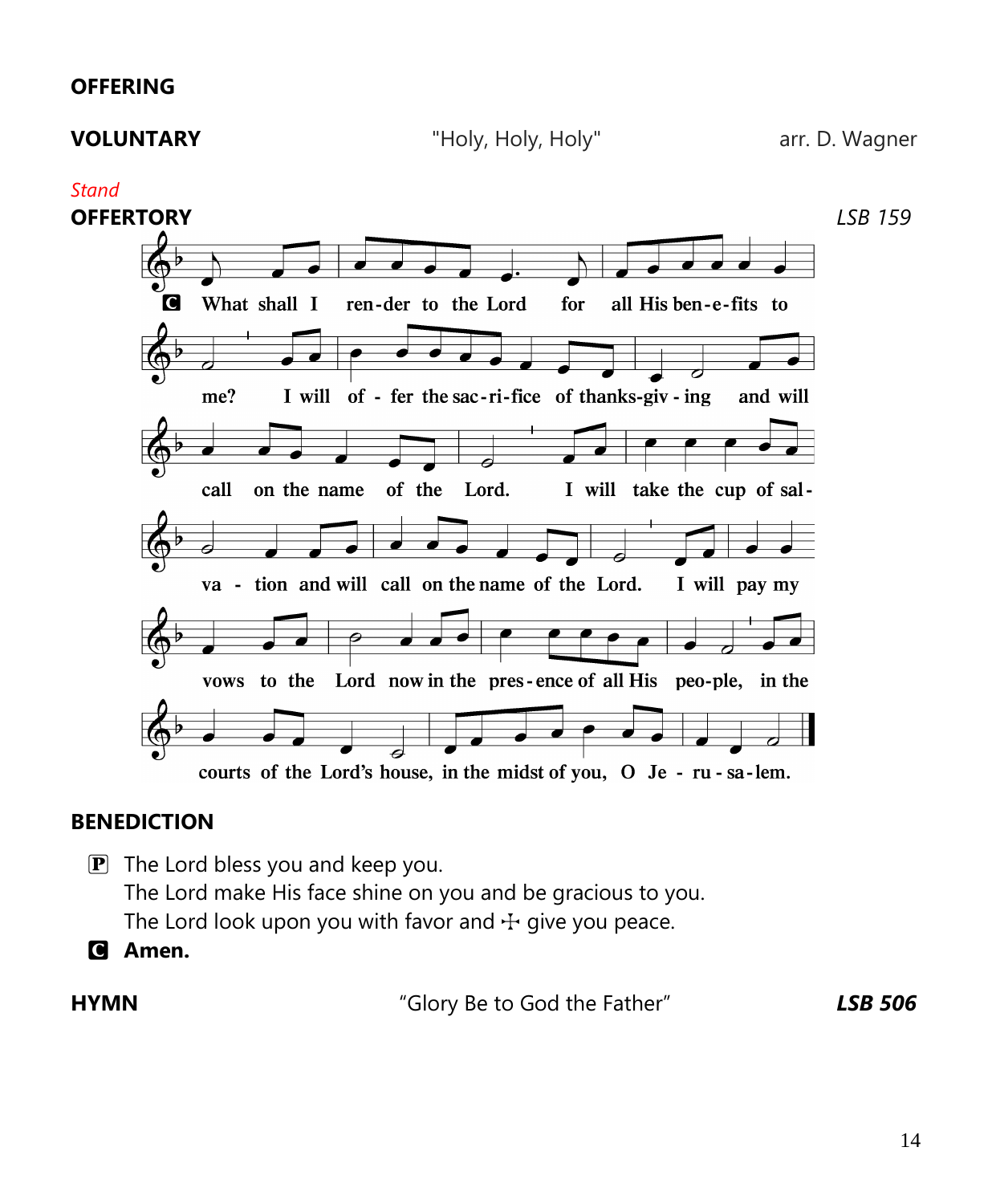## OFFERING

**VOLUNTARY** "Holy, Holy, Holy" arr. D. Wagner

*Stand*

**OFFERTORY** *LSB 159*

**C** What shall I render to the Lord for all His benefits to me? I will offer the sacrifice of thanksgiving and will call on the name of the Lord. I will take the cup of salvation and will call on the name of the Lord. I will pay my vows to the Lord now in the presence of all His people, in the courts of the Lord's house, in the midst of you, O Jerusalem.

## BENEDICTION

**P** The Lord bless you and keep you.
The Lord make His face shine on you and be gracious to you.
The Lord look upon you with favor and ☩ give you peace.

**C** **Amen.**

**HYMN** "Glory Be to God the Father" ***LSB 506***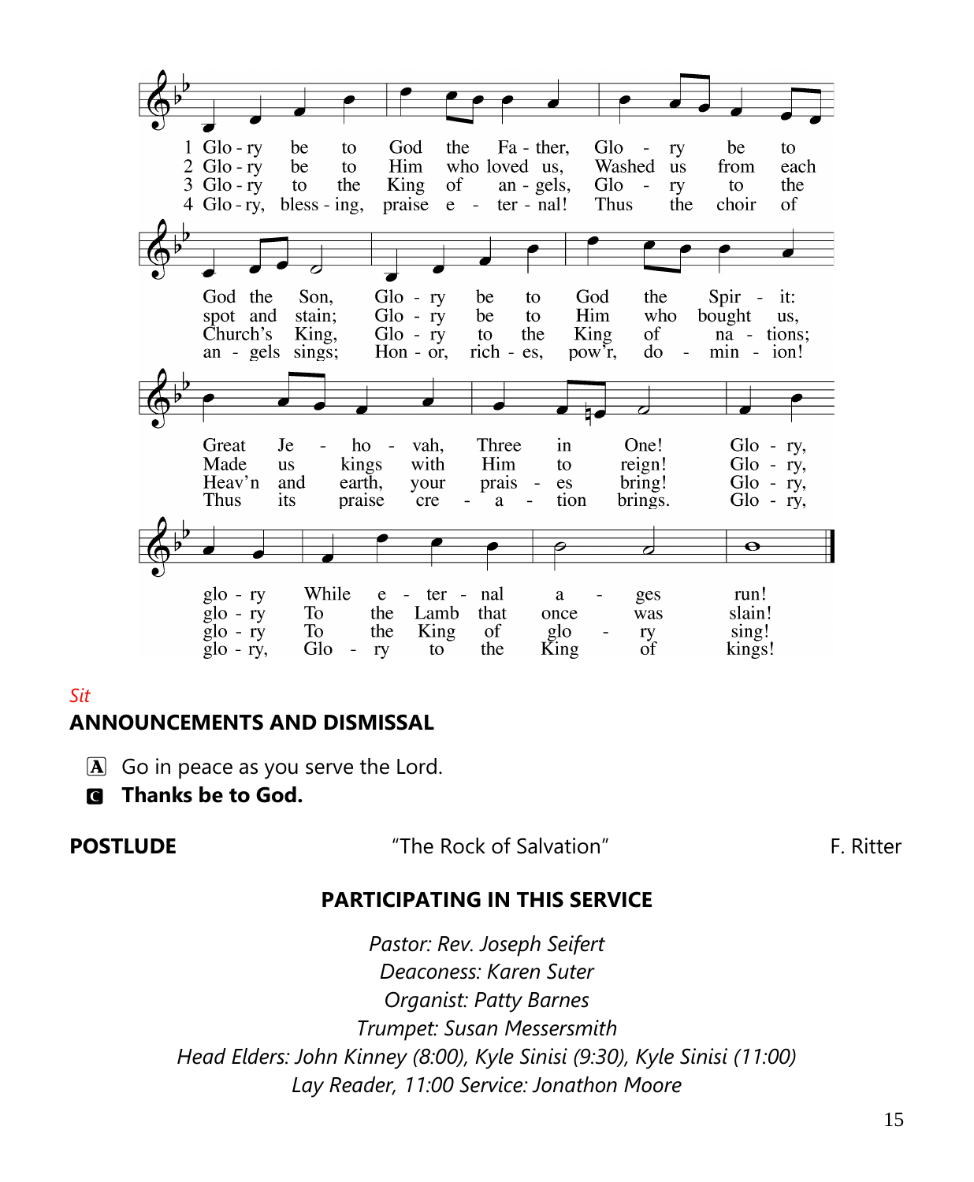1 Glory be to God the Father,
Glory be to God the Son,
Glory be to God the Spirit:
Great Jehovah, Three in One!
Glory, glory
While eternal ages run!

2 Glory be to Him who loved us,
Washed us from each spot and stain;
Glory be to Him who bought us,
Made us kings with Him to reign!
Glory, glory
To the Lamb that once was slain!

3 Glory to the King of angels,
Glory to the Church's King,
Glory to the King of nations;
Heav'n and earth, your praises bring!
Glory, glory
To the King of glory sing!

4 Glory, blessing, praise eternal!
Thus the choir of angels sings;
Honor, riches, pow'r, dominion!
Thus its praise creation brings.
Glory, glory, glory, glory,
Glory to the King of kings!

*Sit*

## ANNOUNCEMENTS AND DISMISSAL

A Go in peace as you serve the Lord.
**C Thanks be to God.**

**POSTLUDE** "The Rock of Salvation" F. Ritter

## PARTICIPATING IN THIS SERVICE

*Pastor: Rev. Joseph Seifert*
*Deaconess: Karen Suter*
*Organist: Patty Barnes*
*Trumpet: Susan Messersmith*
*Head Elders: John Kinney (8:00), Kyle Sinisi (9:30), Kyle Sinisi (11:00)*
*Lay Reader, 11:00 Service: Jonathon Moore*